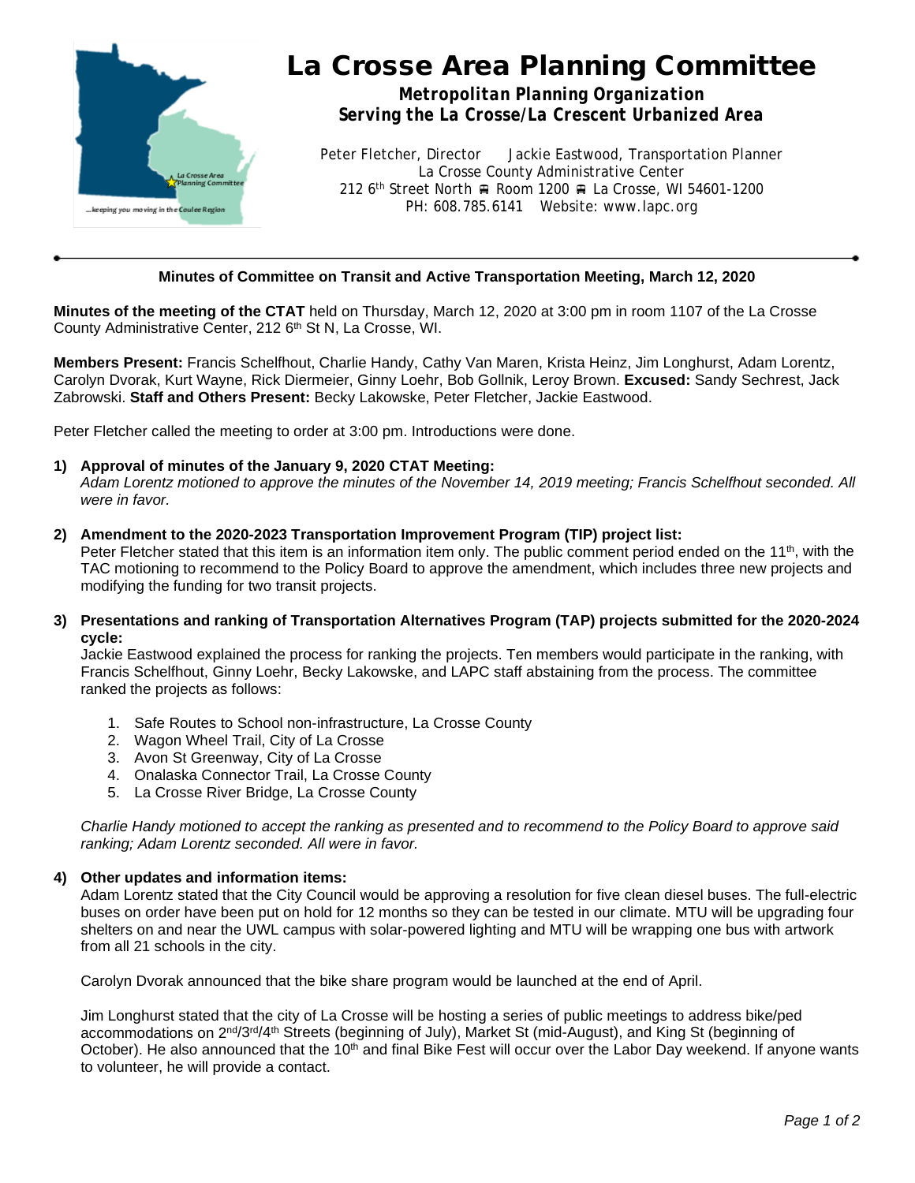# La Crosse Area Planning Committee

***Metropolitan Planning Organization***
***Serving the La Crosse/La Crescent Urbanized Area***

Peter Fletcher, Director    Jackie Eastwood, Transportation Planner
La Crosse County Administrative Center
212 6th Street North ■ Room 1200 ■ La Crosse, WI 54601-1200
PH: 608.785.6141    Website: www.lapc.org

---

**Minutes of Committee on Transit and Active Transportation Meeting, March 12, 2020**

**Minutes of the meeting of the CTAT** held on Thursday, March 12, 2020 at 3:00 pm in room 1107 of the La Crosse County Administrative Center, 212 6th St N, La Crosse, WI.

**Members Present:** Francis Schelfhout, Charlie Handy, Cathy Van Maren, Krista Heinz, Jim Longhurst, Adam Lorentz, Carolyn Dvorak, Kurt Wayne, Rick Diermeier, Ginny Loehr, Bob Gollnik, Leroy Brown. **Excused:** Sandy Sechrest, Jack Zabrowski. **Staff and Others Present:** Becky Lakowske, Peter Fletcher, Jackie Eastwood.

Peter Fletcher called the meeting to order at 3:00 pm. Introductions were done.

1) **Approval of minutes of the January 9, 2020 CTAT Meeting:**
   *Adam Lorentz motioned to approve the minutes of the November 14, 2019 meeting; Francis Schelfhout seconded. All were in favor.*

2) **Amendment to the 2020-2023 Transportation Improvement Program (TIP) project list:**
   Peter Fletcher stated that this item is an information item only. The public comment period ended on the 11th, with the TAC motioning to recommend to the Policy Board to approve the amendment, which includes three new projects and modifying the funding for two transit projects.

3) **Presentations and ranking of Transportation Alternatives Program (TAP) projects submitted for the 2020-2024 cycle:**
   Jackie Eastwood explained the process for ranking the projects. Ten members would participate in the ranking, with Francis Schelfhout, Ginny Loehr, Becky Lakowske, and LAPC staff abstaining from the process. The committee ranked the projects as follows:

   1. Safe Routes to School non-infrastructure, La Crosse County
   2. Wagon Wheel Trail, City of La Crosse
   3. Avon St Greenway, City of La Crosse
   4. Onalaska Connector Trail, La Crosse County
   5. La Crosse River Bridge, La Crosse County

   *Charlie Handy motioned to accept the ranking as presented and to recommend to the Policy Board to approve said ranking; Adam Lorentz seconded. All were in favor.*

4) **Other updates and information items:**
   Adam Lorentz stated that the City Council would be approving a resolution for five clean diesel buses. The full-electric buses on order have been put on hold for 12 months so they can be tested in our climate. MTU will be upgrading four shelters on and near the UWL campus with solar-powered lighting and MTU will be wrapping one bus with artwork from all 21 schools in the city.

   Carolyn Dvorak announced that the bike share program would be launched at the end of April.

   Jim Longhurst stated that the city of La Crosse will be hosting a series of public meetings to address bike/ped accommodations on 2nd/3rd/4th Streets (beginning of July), Market St (mid-August), and King St (beginning of October). He also announced that the 10th and final Bike Fest will occur over the Labor Day weekend. If anyone wants to volunteer, he will provide a contact.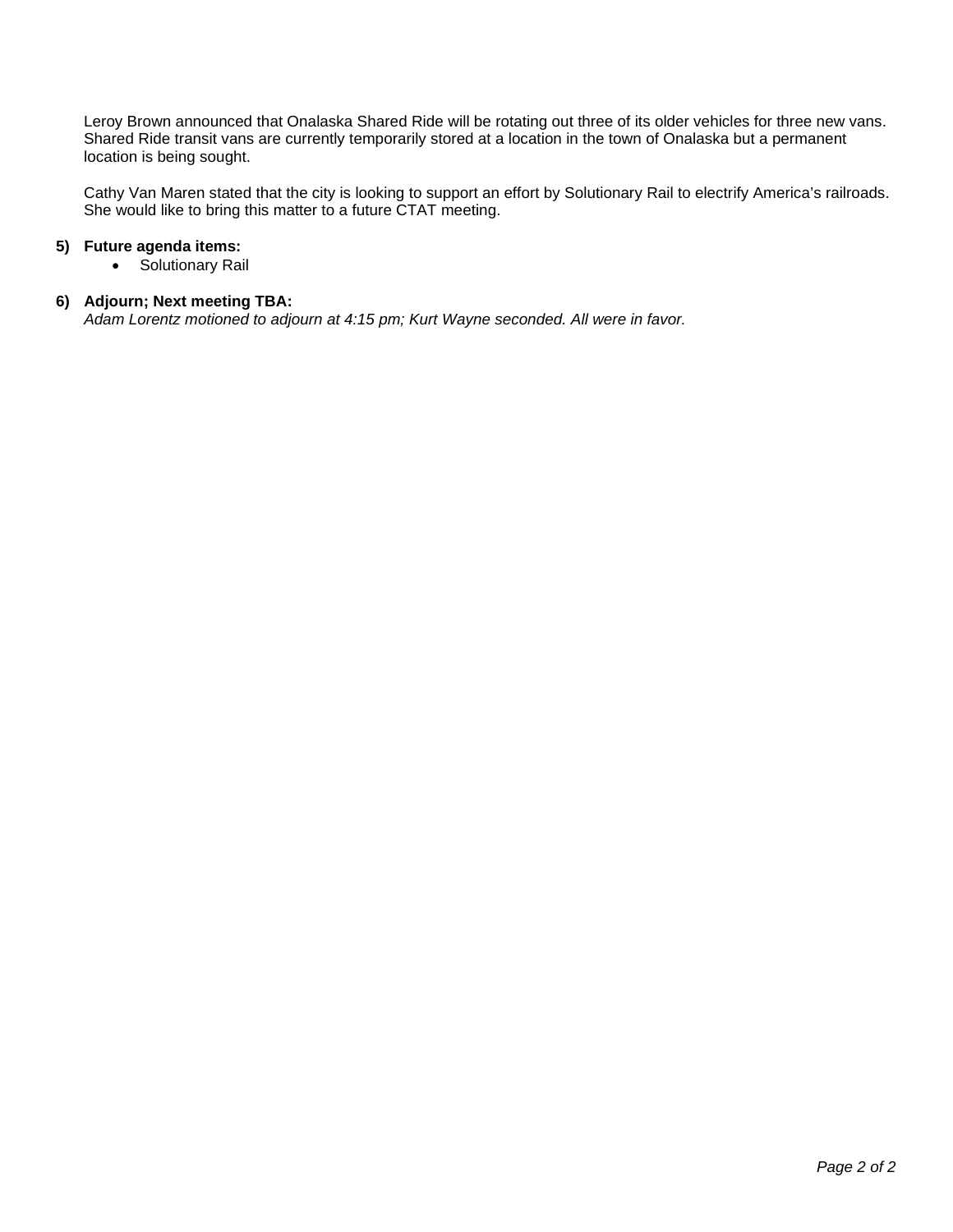Leroy Brown announced that Onalaska Shared Ride will be rotating out three of its older vehicles for three new vans. Shared Ride transit vans are currently temporarily stored at a location in the town of Onalaska but a permanent location is being sought.

Cathy Van Maren stated that the city is looking to support an effort by Solutionary Rail to electrify America's railroads. She would like to bring this matter to a future CTAT meeting.

**5) Future agenda items:**

- Solutionary Rail

**6) Adjourn; Next meeting TBA:**

*Adam Lorentz motioned to adjourn at 4:15 pm; Kurt Wayne seconded. All were in favor.*